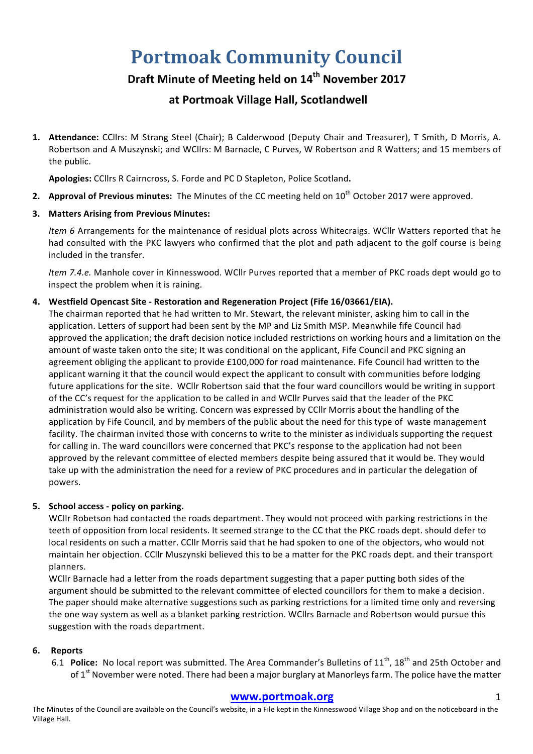# Portmoak Community Council

## Draft Minute of Meeting held on 14th November 2017

## at Portmoak Village Hall, Scotlandwell

1. **Attendance:** CCllrs: M Strang Steel (Chair); B Calderwood (Deputy Chair and Treasurer), T Smith, D Morris, A. Robertson and A Muszynski; and WCllrs: M Barnacle, C Purves, W Robertson and R Watters; and 15 members of the public.

   **Apologies:** CCllrs R Cairncross, S. Forde and PC D Stapleton, Police Scotland**.**

2. **Approval of Previous minutes:** The Minutes of the CC meeting held on 10th October 2017 were approved.

3. **Matters Arising from Previous Minutes:**

   *Item 6* Arrangements for the maintenance of residual plots across Whitecraigs. WCllr Watters reported that he had consulted with the PKC lawyers who confirmed that the plot and path adjacent to the golf course is being included in the transfer.

   *Item 7.4.e.* Manhole cover in Kinnesswood. WCllr Purves reported that a member of PKC roads dept would go to inspect the problem when it is raining.

4. **Westfield Opencast Site - Restoration and Regeneration Project (Fife 16/03661/EIA).**
   The chairman reported that he had written to Mr. Stewart, the relevant minister, asking him to call in the application. Letters of support had been sent by the MP and Liz Smith MSP. Meanwhile fife Council had approved the application; the draft decision notice included restrictions on working hours and a limitation on the amount of waste taken onto the site; It was conditional on the applicant, Fife Council and PKC signing an agreement obliging the applicant to provide £100,000 for road maintenance. Fife Council had written to the applicant warning it that the council would expect the applicant to consult with communities before lodging future applications for the site. WCllr Robertson said that the four ward councillors would be writing in support of the CC's request for the application to be called in and WCllr Purves said that the leader of the PKC administration would also be writing. Concern was expressed by CCllr Morris about the handling of the application by Fife Council, and by members of the public about the need for this type of waste management facility. The chairman invited those with concerns to write to the minister as individuals supporting the request for calling in. The ward councillors were concerned that PKC's response to the application had not been approved by the relevant committee of elected members despite being assured that it would be. They would take up with the administration the need for a review of PKC procedures and in particular the delegation of powers.

5. **School access - policy on parking.**
   WCllr Robetson had contacted the roads department. They would not proceed with parking restrictions in the teeth of opposition from local residents. It seemed strange to the CC that the PKC roads dept. should defer to local residents on such a matter. CCllr Morris said that he had spoken to one of the objectors, who would not maintain her objection. CCllr Muszynski believed this to be a matter for the PKC roads dept. and their transport planners.
   WCllr Barnacle had a letter from the roads department suggesting that a paper putting both sides of the argument should be submitted to the relevant committee of elected councillors for them to make a decision. The paper should make alternative suggestions such as parking restrictions for a limited time only and reversing the one way system as well as a blanket parking restriction. WCllrs Barnacle and Robertson would pursue this suggestion with the roads department.

6. **Reports**
   6.1 **Police:** No local report was submitted. The Area Commander's Bulletins of 11th, 18th and 25th October and of 1st November were noted. There had been a major burglary at Manorleys farm. The police have the matter

**www.portmoak.org**

The Minutes of the Council are available on the Council's website, in a File kept in the Kinnesswood Village Shop and on the noticeboard in the Village Hall.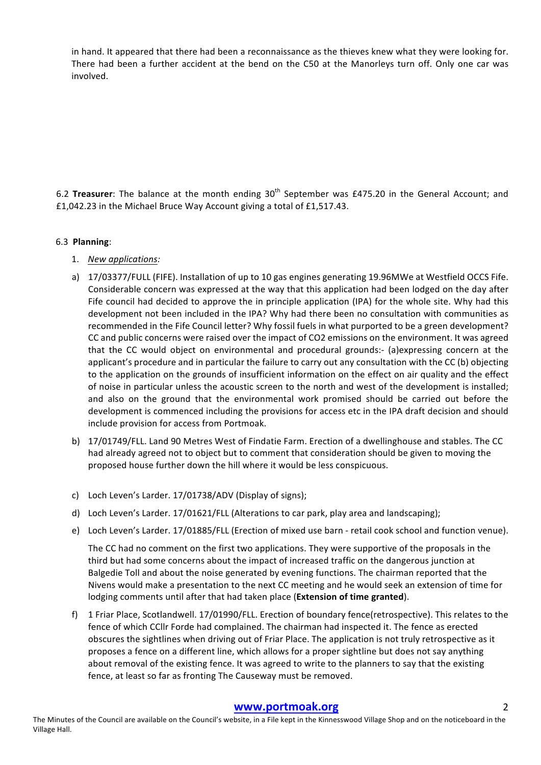in hand. It appeared that there had been a reconnaissance as the thieves knew what they were looking for. There had been a further accident at the bend on the C50 at the Manorleys turn off. Only one car was involved.

6.2 **Treasurer**: The balance at the month ending 30th September was £475.20 in the General Account; and £1,042.23 in the Michael Bruce Way Account giving a total of £1,517.43.

6.3 **Planning**:

1. *New applications:*

a) 17/03377/FULL (FIFE). Installation of up to 10 gas engines generating 19.96MWe at Westfield OCCS Fife. Considerable concern was expressed at the way that this application had been lodged on the day after Fife council had decided to approve the in principle application (IPA) for the whole site. Why had this development not been included in the IPA? Why had there been no consultation with communities as recommended in the Fife Council letter? Why fossil fuels in what purported to be a green development? CC and public concerns were raised over the impact of CO2 emissions on the environment. It was agreed that the CC would object on environmental and procedural grounds:- (a)expressing concern at the applicant's procedure and in particular the failure to carry out any consultation with the CC (b) objecting to the application on the grounds of insufficient information on the effect on air quality and the effect of noise in particular unless the acoustic screen to the north and west of the development is installed; and also on the ground that the environmental work promised should be carried out before the development is commenced including the provisions for access etc in the IPA draft decision and should include provision for access from Portmoak.

b) 17/01749/FLL. Land 90 Metres West of Findatie Farm. Erection of a dwellinghouse and stables. The CC had already agreed not to object but to comment that consideration should be given to moving the proposed house further down the hill where it would be less conspicuous.

c) Loch Leven's Larder. 17/01738/ADV (Display of signs);

d) Loch Leven's Larder. 17/01621/FLL (Alterations to car park, play area and landscaping);

e) Loch Leven's Larder. 17/01885/FLL (Erection of mixed use barn - retail cook school and function venue).

The CC had no comment on the first two applications. They were supportive of the proposals in the third but had some concerns about the impact of increased traffic on the dangerous junction at Balgedie Toll and about the noise generated by evening functions. The chairman reported that the Nivens would make a presentation to the next CC meeting and he would seek an extension of time for lodging comments until after that had taken place (**Extension of time granted**).

f) 1 Friar Place, Scotlandwell. 17/01990/FLL. Erection of boundary fence(retrospective). This relates to the fence of which CCllr Forde had complained. The chairman had inspected it. The fence as erected obscures the sightlines when driving out of Friar Place. The application is not truly retrospective as it proposes a fence on a different line, which allows for a proper sightline but does not say anything about removal of the existing fence. It was agreed to write to the planners to say that the existing fence, at least so far as fronting The Causeway must be removed.

**www.portmoak.org**

The Minutes of the Council are available on the Council's website, in a File kept in the Kinnesswood Village Shop and on the noticeboard in the Village Hall.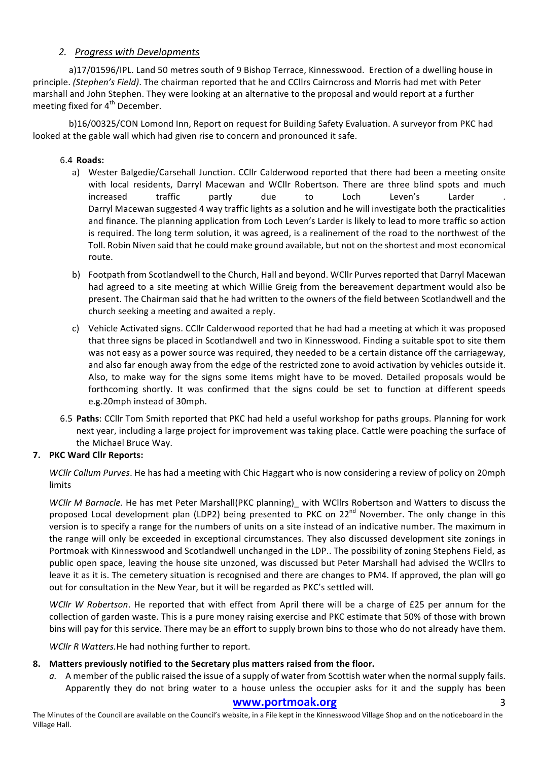*2. Progress with Developments*

a)17/01596/IPL. Land 50 metres south of 9 Bishop Terrace, Kinnesswood. Erection of a dwelling house in principle. *(Stephen's Field)*. The chairman reported that he and CCllrs Cairncross and Morris had met with Peter marshall and John Stephen. They were looking at an alternative to the proposal and would report at a further meeting fixed for 4th December.

b)16/00325/CON Lomond Inn, Report on request for Building Safety Evaluation. A surveyor from PKC had looked at the gable wall which had given rise to concern and pronounced it safe.

6.4 **Roads:**

a) Wester Balgedie/Carsehall Junction. CCllr Calderwood reported that there had been a meeting onsite with local residents, Darryl Macewan and WCllr Robertson. There are three blind spots and much increased traffic partly due to Loch Leven's Larder . Darryl Macewan suggested 4 way traffic lights as a solution and he will investigate both the practicalities and finance. The planning application from Loch Leven's Larder is likely to lead to more traffic so action is required. The long term solution, it was agreed, is a realinement of the road to the northwest of the Toll. Robin Niven said that he could make ground available, but not on the shortest and most economical route.

b) Footpath from Scotlandwell to the Church, Hall and beyond. WCllr Purves reported that Darryl Macewan had agreed to a site meeting at which Willie Greig from the bereavement department would also be present. The Chairman said that he had written to the owners of the field between Scotlandwell and the church seeking a meeting and awaited a reply.

c) Vehicle Activated signs. CCllr Calderwood reported that he had had a meeting at which it was proposed that three signs be placed in Scotlandwell and two in Kinnesswood. Finding a suitable spot to site them was not easy as a power source was required, they needed to be a certain distance off the carriageway, and also far enough away from the edge of the restricted zone to avoid activation by vehicles outside it. Also, to make way for the signs some items might have to be moved. Detailed proposals would be forthcoming shortly. It was confirmed that the signs could be set to function at different speeds e.g.20mph instead of 30mph.

6.5 **Paths**: CCllr Tom Smith reported that PKC had held a useful workshop for paths groups. Planning for work next year, including a large project for improvement was taking place. Cattle were poaching the surface of the Michael Bruce Way.

**7. PKC Ward Cllr Reports:**

*WCllr Callum Purves*. He has had a meeting with Chic Haggart who is now considering a review of policy on 20mph limits

*WCllr M Barnacle.* He has met Peter Marshall(PKC planning)_ with WCllrs Robertson and Watters to discuss the proposed Local development plan (LDP2) being presented to PKC on 22nd November. The only change in this version is to specify a range for the numbers of units on a site instead of an indicative number. The maximum in the range will only be exceeded in exceptional circumstances. They also discussed development site zonings in Portmoak with Kinnesswood and Scotlandwell unchanged in the LDP.. The possibility of zoning Stephens Field, as public open space, leaving the house site unzoned, was discussed but Peter Marshall had advised the WCllrs to leave it as it is. The cemetery situation is recognised and there are changes to PM4. If approved, the plan will go out for consultation in the New Year, but it will be regarded as PKC's settled will.

*WCllr W Robertson*. He reported that with effect from April there will be a charge of £25 per annum for the collection of garden waste. This is a pure money raising exercise and PKC estimate that 50% of those with brown bins will pay for this service. There may be an effort to supply brown bins to those who do not already have them.

*WCllr R Watters.*He had nothing further to report.

**8. Matters previously notified to the Secretary plus matters raised from the floor.**

*a.* A member of the public raised the issue of a supply of water from Scottish water when the normal supply fails. Apparently they do not bring water to a house unless the occupier asks for it and the supply has been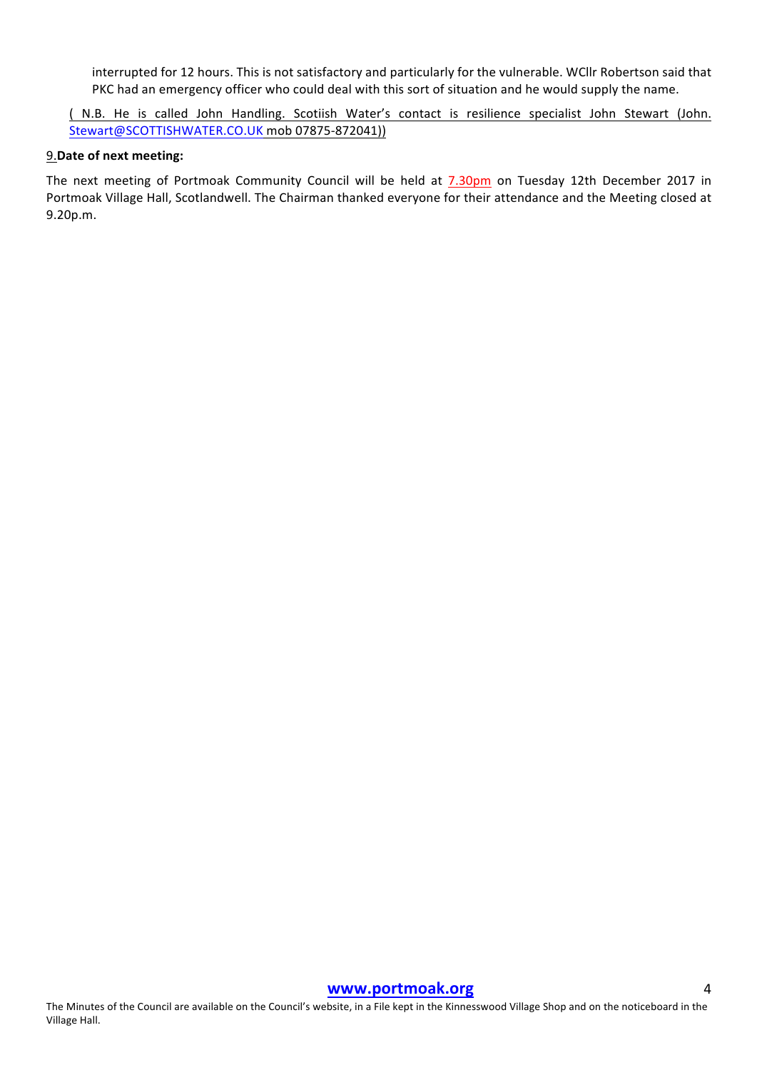interrupted for 12 hours. This is not satisfactory and particularly for the vulnerable. WCllr Robertson said that PKC had an emergency officer who could deal with this sort of situation and he would supply the name.

( N.B. He is called John Handling. Scotiish Water's contact is resilience specialist John Stewart (John.Stewart@SCOTTISHWATER.CO.UK mob 07875-872041))

9.**Date of next meeting:**

The next meeting of Portmoak Community Council will be held at 7.30pm on Tuesday 12th December 2017 in Portmoak Village Hall, Scotlandwell. The Chairman thanked everyone for their attendance and the Meeting closed at 9.20p.m.

**www.portmoak.org**

The Minutes of the Council are available on the Council's website, in a File kept in the Kinnesswood Village Shop and on the noticeboard in the Village Hall.